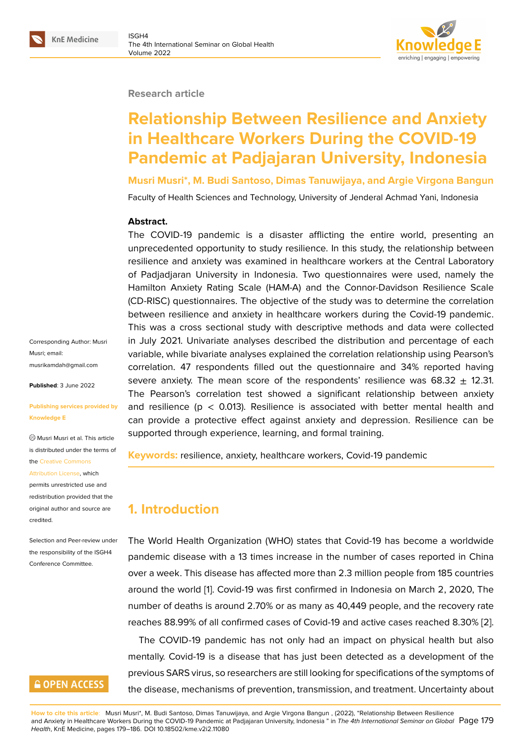Research article

# Relationship Between Resilience and Anxiety in Healthcare Workers During the COVID-19 Pandemic at Padjajaran University, Indonesia

**Musri Musri*, M. Budi Santoso, Dimas Tanuwijaya, and Argie Virgona Bangun**

Faculty of Health Sciences and Technology, University of Jenderal Achmad Yani, Indonesia

Corresponding Author: Musri Musri; email: musrikamdah@gmail.com

**Published**: 3 June 2022

**Publishing services provided by Knowledge E**

© Musri Musri et al. This article is distributed under the terms of the Creative Commons Attribution License, which permits unrestricted use and redistribution provided that the original author and source are credited.

Selection and Peer-review under the responsibility of the ISGH4 Conference Committee.

**Abstract.**

The COVID-19 pandemic is a disaster afflicting the entire world, presenting an unprecedented opportunity to study resilience. In this study, the relationship between resilience and anxiety was examined in healthcare workers at the Central Laboratory of Padjadjaran University in Indonesia. Two questionnaires were used, namely the Hamilton Anxiety Rating Scale (HAM-A) and the Connor-Davidson Resilience Scale (CD-RISC) questionnaires. The objective of the study was to determine the correlation between resilience and anxiety in healthcare workers during the Covid-19 pandemic. This was a cross sectional study with descriptive methods and data were collected in July 2021. Univariate analyses described the distribution and percentage of each variable, while bivariate analyses explained the correlation relationship using Pearson's correlation. 47 respondents filled out the questionnaire and 34% reported having severe anxiety. The mean score of the respondents' resilience was $68.32 \pm 12.31$. The Pearson's correlation test showed a significant relationship between anxiety and resilience ($p < 0.013$). Resilience is associated with better mental health and can provide a protective effect against anxiety and depression. Resilience can be supported through experience, learning, and formal training.

**Keywords:** resilience, anxiety, healthcare workers, Covid-19 pandemic

## 1. Introduction

The World Health Organization (WHO) states that Covid-19 has become a worldwide pandemic disease with a 13 times increase in the number of cases reported in China over a week. This disease has affected more than 2.3 million people from 185 countries around the world [1]. Covid-19 was first confirmed in Indonesia on March 2, 2020, The number of deaths is around 2.70% or as many as 40,449 people, and the recovery rate reaches 88.99% of all confirmed cases of Covid-19 and active cases reached 8.30% [2].

The COVID-19 pandemic has not only had an impact on physical health but also mentally. Covid-19 is a disease that has just been detected as a development of the previous SARS virus, so researchers are still looking for specifications of the symptoms of the disease, mechanisms of prevention, transmission, and treatment. Uncertainty about

**How to cite this article**: Musri Musri*, M. Budi Santoso, Dimas Tanuwijaya, and Argie Virgona Bangun , (2022), "Relationship Between Resilience and Anxiety in Healthcare Workers During the COVID-19 Pandemic at Padjajaran University, Indonesia " in *The 4th International Seminar on Global Health*, KnE Medicine, pages 179–186. DOI 10.18502/kme.v2i2.11080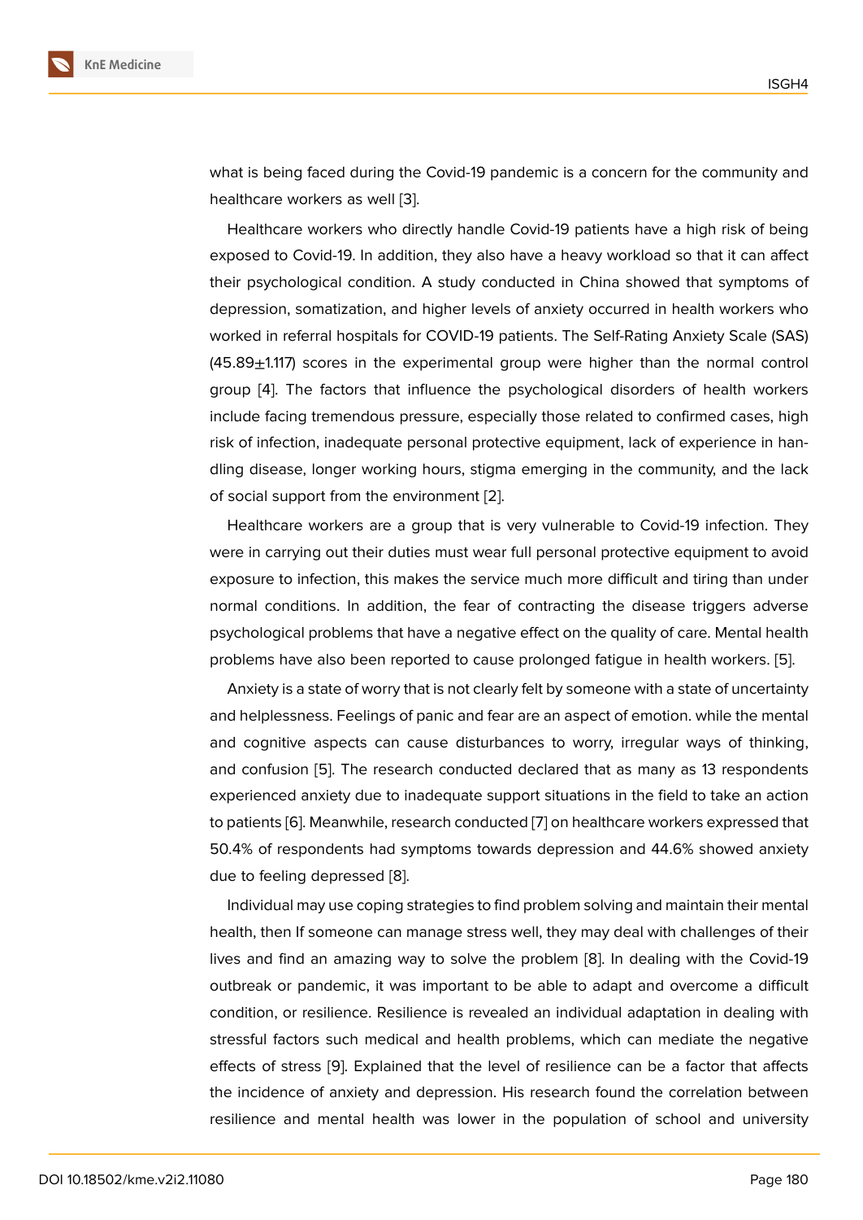what is being faced during the Covid-19 pandemic is a concern for the community and healthcare workers as well [3].

Healthcare workers who directly handle Covid-19 patients have a high risk of being exposed to Covid-19. In addition, they also have a heavy workload so that it can affect their psychological condition. A study conducted in China showed that symptoms of depression, somatization, and higher levels of anxiety occurred in health workers who worked in referral hospitals for COVID-19 patients. The Self-Rating Anxiety Scale (SAS) ($45.89\pm1.117$) scores in the experimental group were higher than the normal control group [4]. The factors that influence the psychological disorders of health workers include facing tremendous pressure, especially those related to confirmed cases, high risk of infection, inadequate personal protective equipment, lack of experience in handling disease, longer working hours, stigma emerging in the community, and the lack of social support from the environment [2].

Healthcare workers are a group that is very vulnerable to Covid-19 infection. They were in carrying out their duties must wear full personal protective equipment to avoid exposure to infection, this makes the service much more difficult and tiring than under normal conditions. In addition, the fear of contracting the disease triggers adverse psychological problems that have a negative effect on the quality of care. Mental health problems have also been reported to cause prolonged fatigue in health workers. [5].

Anxiety is a state of worry that is not clearly felt by someone with a state of uncertainty and helplessness. Feelings of panic and fear are an aspect of emotion. while the mental and cognitive aspects can cause disturbances to worry, irregular ways of thinking, and confusion [5]. The research conducted declared that as many as 13 respondents experienced anxiety due to inadequate support situations in the field to take an action to patients [6]. Meanwhile, research conducted [7] on healthcare workers expressed that 50.4% of respondents had symptoms towards depression and 44.6% showed anxiety due to feeling depressed [8].

Individual may use coping strategies to find problem solving and maintain their mental health, then If someone can manage stress well, they may deal with challenges of their lives and find an amazing way to solve the problem [8]. In dealing with the Covid-19 outbreak or pandemic, it was important to be able to adapt and overcome a difficult condition, or resilience. Resilience is revealed an individual adaptation in dealing with stressful factors such medical and health problems, which can mediate the negative effects of stress [9]. Explained that the level of resilience can be a factor that affects the incidence of anxiety and depression. His research found the correlation between resilience and mental health was lower in the population of school and university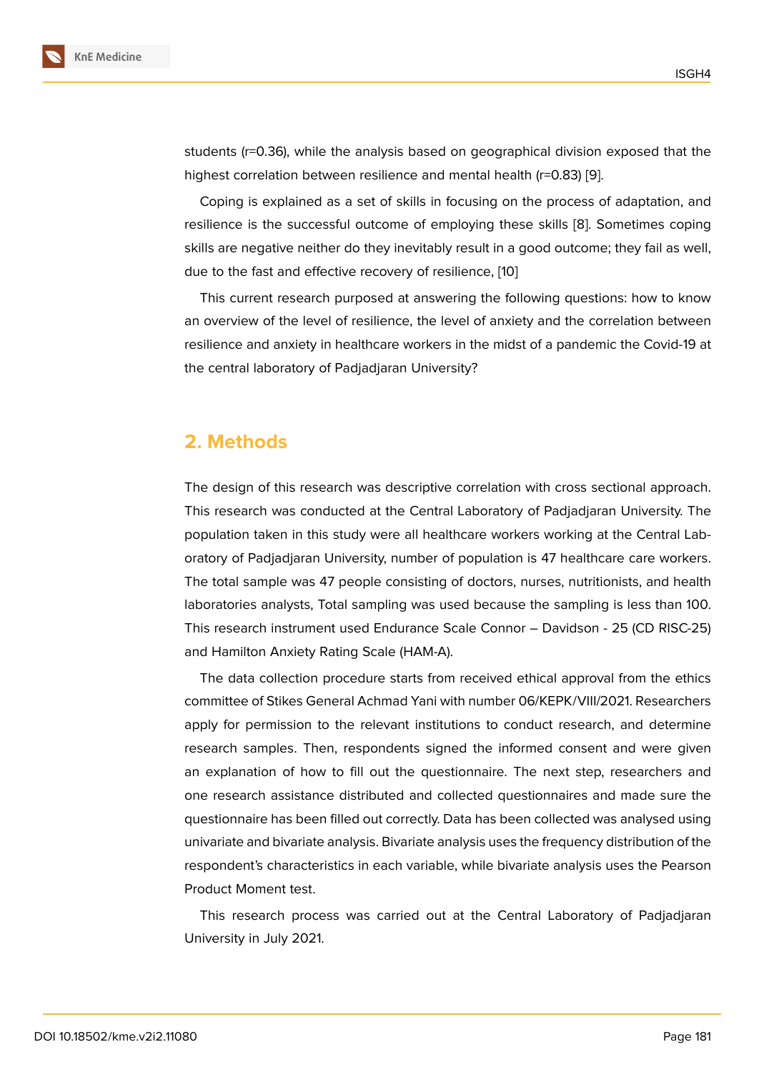students (r=0.36), while the analysis based on geographical division exposed that the highest correlation between resilience and mental health (r=0.83) [9].

Coping is explained as a set of skills in focusing on the process of adaptation, and resilience is the successful outcome of employing these skills [8]. Sometimes coping skills are negative neither do they inevitably result in a good outcome; they fail as well, due to the fast and effective recovery of resilience, [10]

This current research purposed at answering the following questions: how to know an overview of the level of resilience, the level of anxiety and the correlation between resilience and anxiety in healthcare workers in the midst of a pandemic the Covid-19 at the central laboratory of Padjadjaran University?

## 2. Methods

The design of this research was descriptive correlation with cross sectional approach. This research was conducted at the Central Laboratory of Padjadjaran University. The population taken in this study were all healthcare workers working at the Central Laboratory of Padjadjaran University, number of population is 47 healthcare care workers. The total sample was 47 people consisting of doctors, nurses, nutritionists, and health laboratories analysts, Total sampling was used because the sampling is less than 100. This research instrument used Endurance Scale Connor – Davidson - 25 (CD RISC-25) and Hamilton Anxiety Rating Scale (HAM-A).

The data collection procedure starts from received ethical approval from the ethics committee of Stikes General Achmad Yani with number 06/KEPK/VIII/2021. Researchers apply for permission to the relevant institutions to conduct research, and determine research samples. Then, respondents signed the informed consent and were given an explanation of how to fill out the questionnaire. The next step, researchers and one research assistance distributed and collected questionnaires and made sure the questionnaire has been filled out correctly. Data has been collected was analysed using univariate and bivariate analysis. Bivariate analysis uses the frequency distribution of the respondent's characteristics in each variable, while bivariate analysis uses the Pearson Product Moment test.

This research process was carried out at the Central Laboratory of Padjadjaran University in July 2021.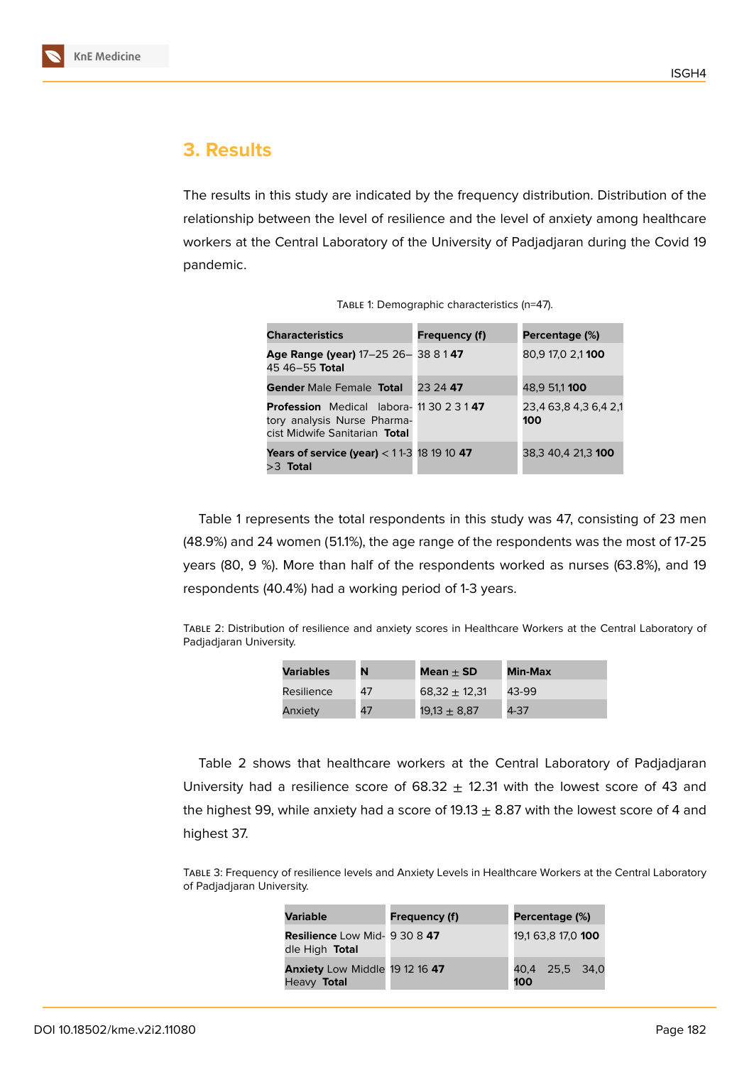## 3. Results

The results in this study are indicated by the frequency distribution. Distribution of the relationship between the level of resilience and the level of anxiety among healthcare workers at the Central Laboratory of the University of Padjadjaran during the Covid 19 pandemic.

Table 1: Demographic characteristics (n=47).

| Characteristics | Frequency (f) | Percentage (%) |
|---|---|---|
| **Age Range (year)** 17–25 26–45 46–55 **Total** | 38 8 1 **47** | 80,9 17,0 2,1 **100** |
| **Gender** Male Female **Total** | 23 24 **47** | 48,9 51,1 **100** |
| **Profession** Medical laboratory analysis Nurse Pharmacist Midwife Sanitarian **Total** | 11 30 2 3 1 **47** | 23,4 63,8 4,3 6,4 2,1 **100** |
| **Years of service (year)** < 1 1-3 >3 **Total** | 18 19 10 **47** | 38,3 40,4 21,3 **100** |

Table 1 represents the total respondents in this study was 47, consisting of 23 men (48.9%) and 24 women (51.1%), the age range of the respondents was the most of 17-25 years (80, 9 %). More than half of the respondents worked as nurses (63.8%), and 19 respondents (40.4%) had a working period of 1-3 years.

Table 2: Distribution of resilience and anxiety scores in Healthcare Workers at the Central Laboratory of Padjadjaran University.

| Variables | N | Mean ± SD | Min-Max |
|---|---|---|---|
| Resilience | 47 | 68,32 ± 12,31 | 43-99 |
| Anxiety | 47 | 19,13 ± 8,87 | 4-37 |

Table 2 shows that healthcare workers at the Central Laboratory of Padjadjaran University had a resilience score of 68.32 ± 12.31 with the lowest score of 43 and the highest 99, while anxiety had a score of 19.13 ± 8.87 with the lowest score of 4 and highest 37.

Table 3: Frequency of resilience levels and Anxiety Levels in Healthcare Workers at the Central Laboratory of Padjadjaran University.

| Variable | Frequency (f) | Percentage (%) |
|---|---|---|
| **Resilience** Low Middle High **Total** | 9 30 8 **47** | 19,1 63,8 17,0 **100** |
| **Anxiety** Low Middle Heavy **Total** | 19 12 16 **47** | 40,4 25,5 34,0 **100** |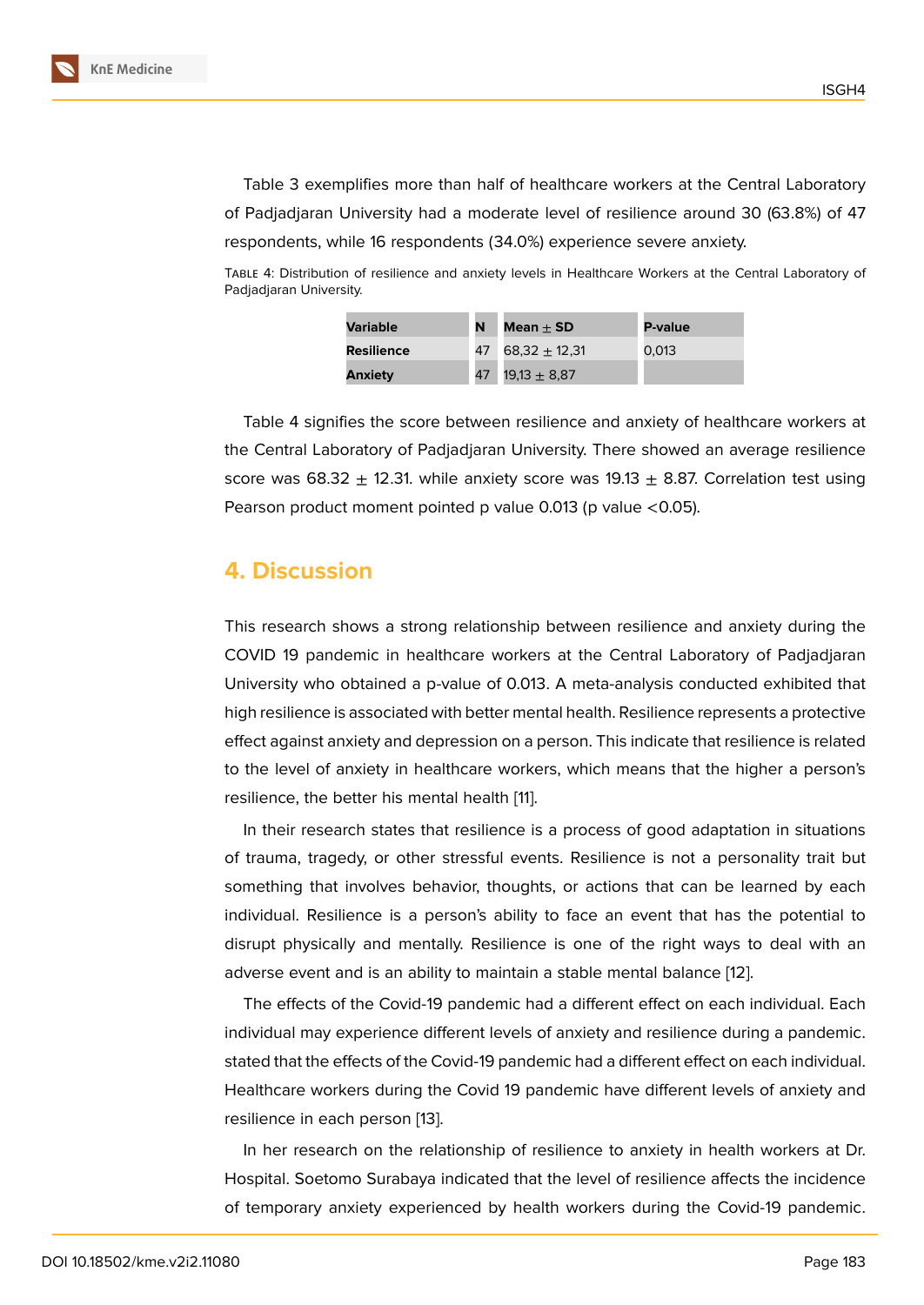Table 3 exemplifies more than half of healthcare workers at the Central Laboratory of Padjadjaran University had a moderate level of resilience around 30 (63.8%) of 47 respondents, while 16 respondents (34.0%) experience severe anxiety.

TABLE 4: Distribution of resilience and anxiety levels in Healthcare Workers at the Central Laboratory of Padjadjaran University.

| Variable | N | Mean ± SD | P-value |
|---|---|---|---|
| Resilience | 47 | 68,32 ± 12,31 | 0,013 |
| Anxiety | 47 | 19,13 ± 8,87 | |

Table 4 signifies the score between resilience and anxiety of healthcare workers at the Central Laboratory of Padjadjaran University. There showed an average resilience score was 68.32 ± 12.31. while anxiety score was 19.13 ± 8.87. Correlation test using Pearson product moment pointed p value 0.013 (p value <0.05).

## 4. Discussion

This research shows a strong relationship between resilience and anxiety during the COVID 19 pandemic in healthcare workers at the Central Laboratory of Padjadjaran University who obtained a p-value of 0.013. A meta-analysis conducted exhibited that high resilience is associated with better mental health. Resilience represents a protective effect against anxiety and depression on a person. This indicate that resilience is related to the level of anxiety in healthcare workers, which means that the higher a person's resilience, the better his mental health [11].

In their research states that resilience is a process of good adaptation in situations of trauma, tragedy, or other stressful events. Resilience is not a personality trait but something that involves behavior, thoughts, or actions that can be learned by each individual. Resilience is a person's ability to face an event that has the potential to disrupt physically and mentally. Resilience is one of the right ways to deal with an adverse event and is an ability to maintain a stable mental balance [12].

The effects of the Covid-19 pandemic had a different effect on each individual. Each individual may experience different levels of anxiety and resilience during a pandemic. stated that the effects of the Covid-19 pandemic had a different effect on each individual. Healthcare workers during the Covid 19 pandemic have different levels of anxiety and resilience in each person [13].

In her research on the relationship of resilience to anxiety in health workers at Dr. Hospital. Soetomo Surabaya indicated that the level of resilience affects the incidence of temporary anxiety experienced by health workers during the Covid-19 pandemic.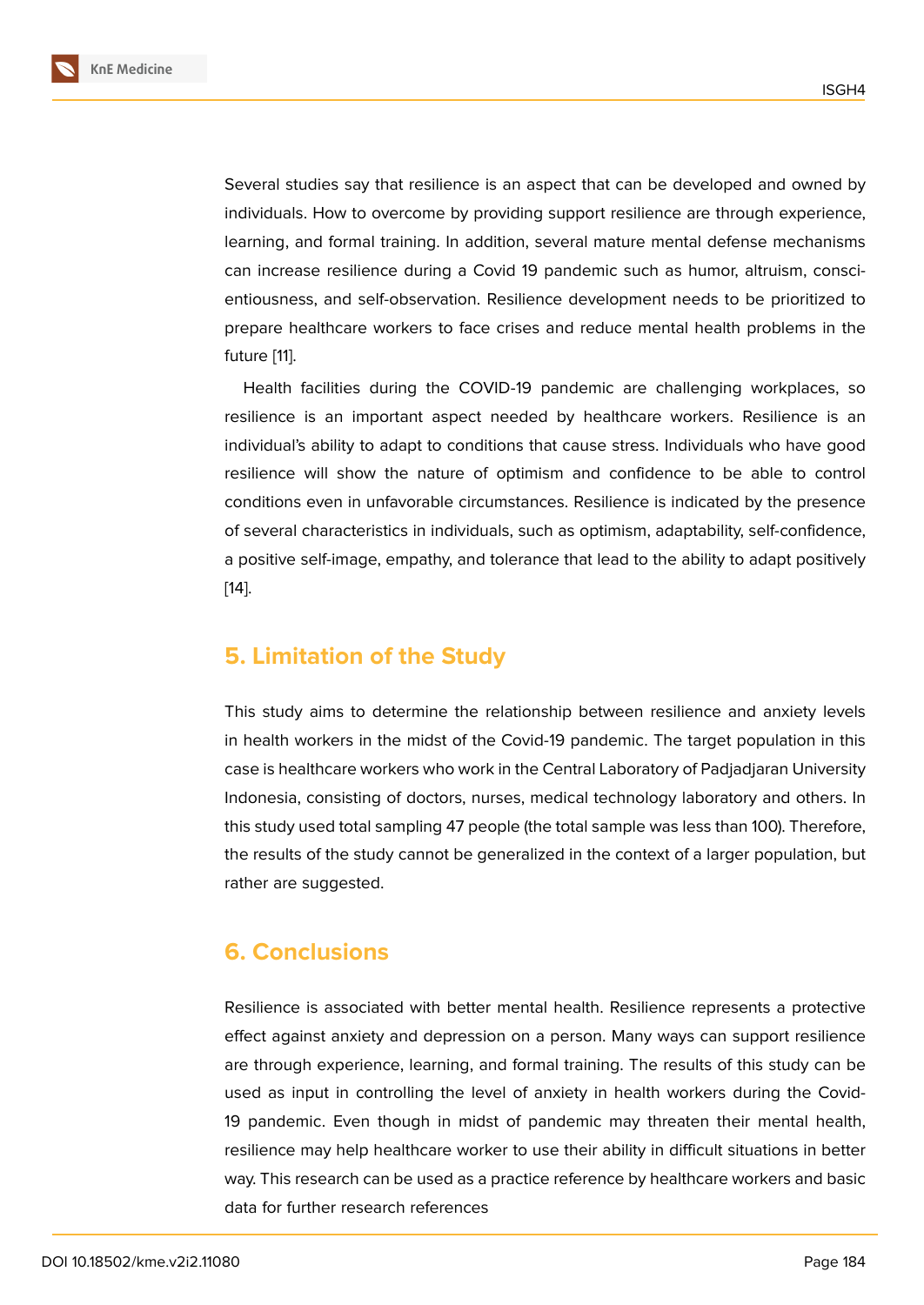Several studies say that resilience is an aspect that can be developed and owned by individuals. How to overcome by providing support resilience are through experience, learning, and formal training. In addition, several mature mental defense mechanisms can increase resilience during a Covid 19 pandemic such as humor, altruism, conscientiousness, and self-observation. Resilience development needs to be prioritized to prepare healthcare workers to face crises and reduce mental health problems in the future [11].

Health facilities during the COVID-19 pandemic are challenging workplaces, so resilience is an important aspect needed by healthcare workers. Resilience is an individual's ability to adapt to conditions that cause stress. Individuals who have good resilience will show the nature of optimism and confidence to be able to control conditions even in unfavorable circumstances. Resilience is indicated by the presence of several characteristics in individuals, such as optimism, adaptability, self-confidence, a positive self-image, empathy, and tolerance that lead to the ability to adapt positively [14].

## 5. Limitation of the Study

This study aims to determine the relationship between resilience and anxiety levels in health workers in the midst of the Covid-19 pandemic. The target population in this case is healthcare workers who work in the Central Laboratory of Padjadjaran University Indonesia, consisting of doctors, nurses, medical technology laboratory and others. In this study used total sampling 47 people (the total sample was less than 100). Therefore, the results of the study cannot be generalized in the context of a larger population, but rather are suggested.

## 6. Conclusions

Resilience is associated with better mental health. Resilience represents a protective effect against anxiety and depression on a person. Many ways can support resilience are through experience, learning, and formal training. The results of this study can be used as input in controlling the level of anxiety in health workers during the Covid-19 pandemic. Even though in midst of pandemic may threaten their mental health, resilience may help healthcare worker to use their ability in difficult situations in better way. This research can be used as a practice reference by healthcare workers and basic data for further research references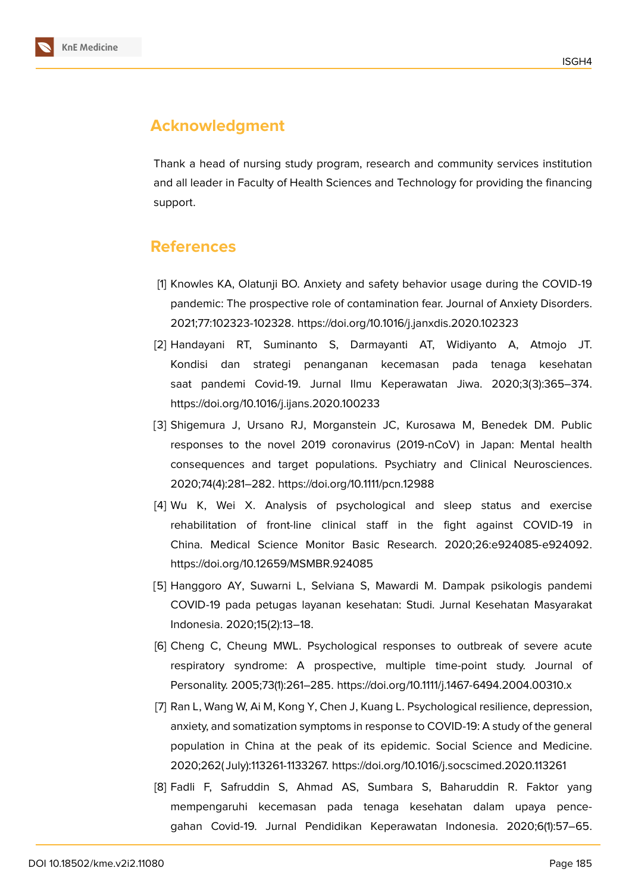## Acknowledgment

Thank a head of nursing study program, research and community services institution and all leader in Faculty of Health Sciences and Technology for providing the financing support.

## References

[1] Knowles KA, Olatunji BO. Anxiety and safety behavior usage during the COVID-19 pandemic: The prospective role of contamination fear. Journal of Anxiety Disorders. 2021;77:102323-102328. https://doi.org/10.1016/j.janxdis.2020.102323

[2] Handayani RT, Suminanto S, Darmayanti AT, Widiyanto A, Atmojo JT. Kondisi dan strategi penanganan kecemasan pada tenaga kesehatan saat pandemi Covid-19. Jurnal Ilmu Keperawatan Jiwa. 2020;3(3):365–374. https://doi.org/10.1016/j.ijans.2020.100233

[3] Shigemura J, Ursano RJ, Morganstein JC, Kurosawa M, Benedek DM. Public responses to the novel 2019 coronavirus (2019-nCoV) in Japan: Mental health consequences and target populations. Psychiatry and Clinical Neurosciences. 2020;74(4):281–282. https://doi.org/10.1111/pcn.12988

[4] Wu K, Wei X. Analysis of psychological and sleep status and exercise rehabilitation of front-line clinical staff in the fight against COVID-19 in China. Medical Science Monitor Basic Research. 2020;26:e924085-e924092. https://doi.org/10.12659/MSMBR.924085

[5] Hanggoro AY, Suwarni L, Selviana S, Mawardi M. Dampak psikologis pandemi COVID-19 pada petugas layanan kesehatan: Studi. Jurnal Kesehatan Masyarakat Indonesia. 2020;15(2):13–18.

[6] Cheng C, Cheung MWL. Psychological responses to outbreak of severe acute respiratory syndrome: A prospective, multiple time-point study. Journal of Personality. 2005;73(1):261–285. https://doi.org/10.1111/j.1467-6494.2004.00310.x

[7] Ran L, Wang W, Ai M, Kong Y, Chen J, Kuang L. Psychological resilience, depression, anxiety, and somatization symptoms in response to COVID-19: A study of the general population in China at the peak of its epidemic. Social Science and Medicine. 2020;262(July):113261-1133267. https://doi.org/10.1016/j.socscimed.2020.113261

[8] Fadli F, Safruddin S, Ahmad AS, Sumbara S, Baharuddin R. Faktor yang mempengaruhi kecemasan pada tenaga kesehatan dalam upaya pencegahan Covid-19. Jurnal Pendidikan Keperawatan Indonesia. 2020;6(1):57–65.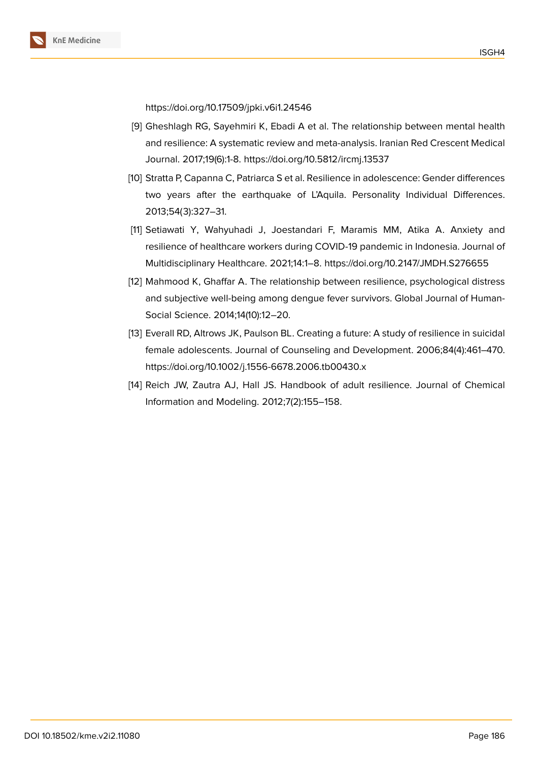https://doi.org/10.17509/jpki.v6i1.24546

[9] Gheshlagh RG, Sayehmiri K, Ebadi A et al. The relationship between mental health and resilience: A systematic review and meta-analysis. Iranian Red Crescent Medical Journal. 2017;19(6):1-8. https://doi.org/10.5812/ircmj.13537

[10] Stratta P, Capanna C, Patriarca S et al. Resilience in adolescence: Gender differences two years after the earthquake of L'Aquila. Personality Individual Differences. 2013;54(3):327–31.

[11] Setiawati Y, Wahyuhadi J, Joestandari F, Maramis MM, Atika A. Anxiety and resilience of healthcare workers during COVID-19 pandemic in Indonesia. Journal of Multidisciplinary Healthcare. 2021;14:1–8. https://doi.org/10.2147/JMDH.S276655

[12] Mahmood K, Ghaffar A. The relationship between resilience, psychological distress and subjective well-being among dengue fever survivors. Global Journal of Human-Social Science. 2014;14(10):12–20.

[13] Everall RD, Altrows JK, Paulson BL. Creating a future: A study of resilience in suicidal female adolescents. Journal of Counseling and Development. 2006;84(4):461–470. https://doi.org/10.1002/j.1556-6678.2006.tb00430.x

[14] Reich JW, Zautra AJ, Hall JS. Handbook of adult resilience. Journal of Chemical Information and Modeling. 2012;7(2):155–158.